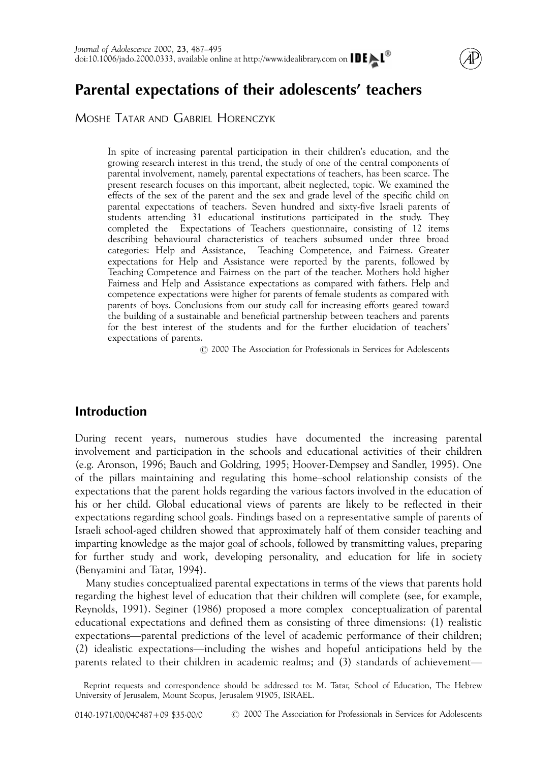# Parental expectations of their adolescents' teachers

MOSHE TATAR AND GABRIEL HORENCZYK

In spite of increasing parental participation in their children's education, and the growing research interest in this trend, the study of one of the central components of parental involvement, namely, parental expectations of teachers, has been scarce. The present research focuses on this important, albeit neglected, topic. We examined the effects of the sex of the parent and the sex and grade level of the specific child on parental expectations of teachers. Seven hundred and sixty-five Israeli parents of students attending 31 educational institutions participated in the study. They completed the Expectations of Teachers questionnaire, consisting of 12 items describing behavioural characteristics of teachers subsumed under three broad categories: Help and Assistance, Teaching Competence, and Fairness. Greater expectations for Help and Assistance were reported by the parents, followed by Teaching Competence and Fairness on the part of the teacher. Mothers hold higher Fairness and Help and Assistance expectations as compared with fathers. Help and competence expectations were higher for parents of female students as compared with parents of boys. Conclusions from our study call for increasing efforts geared toward the building of a sustainable and beneficial partnership between teachers and parents for the best interest of the students and for the further elucidation of teachers' expectations of parents.

© 2000 The Association for Professionals in Services for Adolescents

## Introduction

During recent years, numerous studies have documented the increasing parental involvement and participation in the schools and educational activities of their children (e.g. Aronson, 1996; Bauch and Goldring, 1995; Hoover-Dempsey and Sandler, 1995). One of the pillars maintaining and regulating this home–school relationship consists of the expectations that the parent holds regarding the various factors involved in the education of his or her child. Global educational views of parents are likely to be reflected in their expectations regarding school goals. Findings based on a representative sample of parents of Israeli school-aged children showed that approximately half of them consider teaching and imparting knowledge as the major goal of schools, followed by transmitting values, preparing for further study and work, developing personality, and education for life in society (Benyamini and Tatar, 1994).

Many studies conceptualized parental expectations in terms of the views that parents hold regarding the highest level of education that their children will complete (see, for example, Reynolds, 1991). Seginer (1986) proposed a more complex conceptualization of parental educational expectations and defined them as consisting of three dimensions: (1) realistic expectations—parental predictions of the level of academic performance of their children; (2) idealistic expectations—including the wishes and hopeful anticipations held by the parents related to their children in academic realms; and (3) standards of achievement—

Reprint requests and correspondence should be addressed to: M. Tatar, School of Education, The Hebrew University of Jerusalem, Mount Scopus, Jerusalem 91905, ISRAEL.

0140-1971/00/040487+09 $35.00/0 © 2000 The Association for Professionals in Services for Adolescents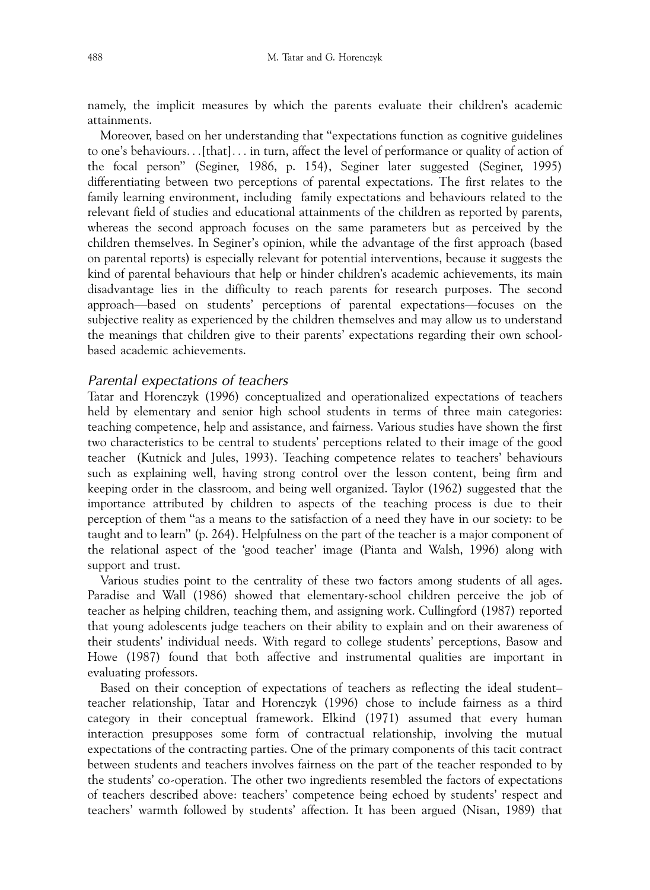namely, the implicit measures by which the parents evaluate their children's academic attainments.

Moreover, based on her understanding that "expectations function as cognitive guidelines to one's behaviours…[that]… in turn, affect the level of performance or quality of action of the focal person" (Seginer, 1986, p. 154), Seginer later suggested (Seginer, 1995) differentiating between two perceptions of parental expectations. The first relates to the family learning environment, including family expectations and behaviours related to the relevant field of studies and educational attainments of the children as reported by parents, whereas the second approach focuses on the same parameters but as perceived by the children themselves. In Seginer's opinion, while the advantage of the first approach (based on parental reports) is especially relevant for potential interventions, because it suggests the kind of parental behaviours that help or hinder children's academic achievements, its main disadvantage lies in the difficulty to reach parents for research purposes. The second approach—based on students' perceptions of parental expectations—focuses on the subjective reality as experienced by the children themselves and may allow us to understand the meanings that children give to their parents' expectations regarding their own school-based academic achievements.

### *Parental expectations of teachers*

Tatar and Horenczyk (1996) conceptualized and operationalized expectations of teachers held by elementary and senior high school students in terms of three main categories: teaching competence, help and assistance, and fairness. Various studies have shown the first two characteristics to be central to students' perceptions related to their image of the good teacher (Kutnick and Jules, 1993). Teaching competence relates to teachers' behaviours such as explaining well, having strong control over the lesson content, being firm and keeping order in the classroom, and being well organized. Taylor (1962) suggested that the importance attributed by children to aspects of the teaching process is due to their perception of them "as a means to the satisfaction of a need they have in our society: to be taught and to learn" (p. 264). Helpfulness on the part of the teacher is a major component of the relational aspect of the 'good teacher' image (Pianta and Walsh, 1996) along with support and trust.

Various studies point to the centrality of these two factors among students of all ages. Paradise and Wall (1986) showed that elementary-school children perceive the job of teacher as helping children, teaching them, and assigning work. Cullingford (1987) reported that young adolescents judge teachers on their ability to explain and on their awareness of their students' individual needs. With regard to college students' perceptions, Basow and Howe (1987) found that both affective and instrumental qualities are important in evaluating professors.

Based on their conception of expectations of teachers as reflecting the ideal student–teacher relationship, Tatar and Horenczyk (1996) chose to include fairness as a third category in their conceptual framework. Elkind (1971) assumed that every human interaction presupposes some form of contractual relationship, involving the mutual expectations of the contracting parties. One of the primary components of this tacit contract between students and teachers involves fairness on the part of the teacher responded to by the students' co-operation. The other two ingredients resembled the factors of expectations of teachers described above: teachers' competence being echoed by students' respect and teachers' warmth followed by students' affection. It has been argued (Nisan, 1989) that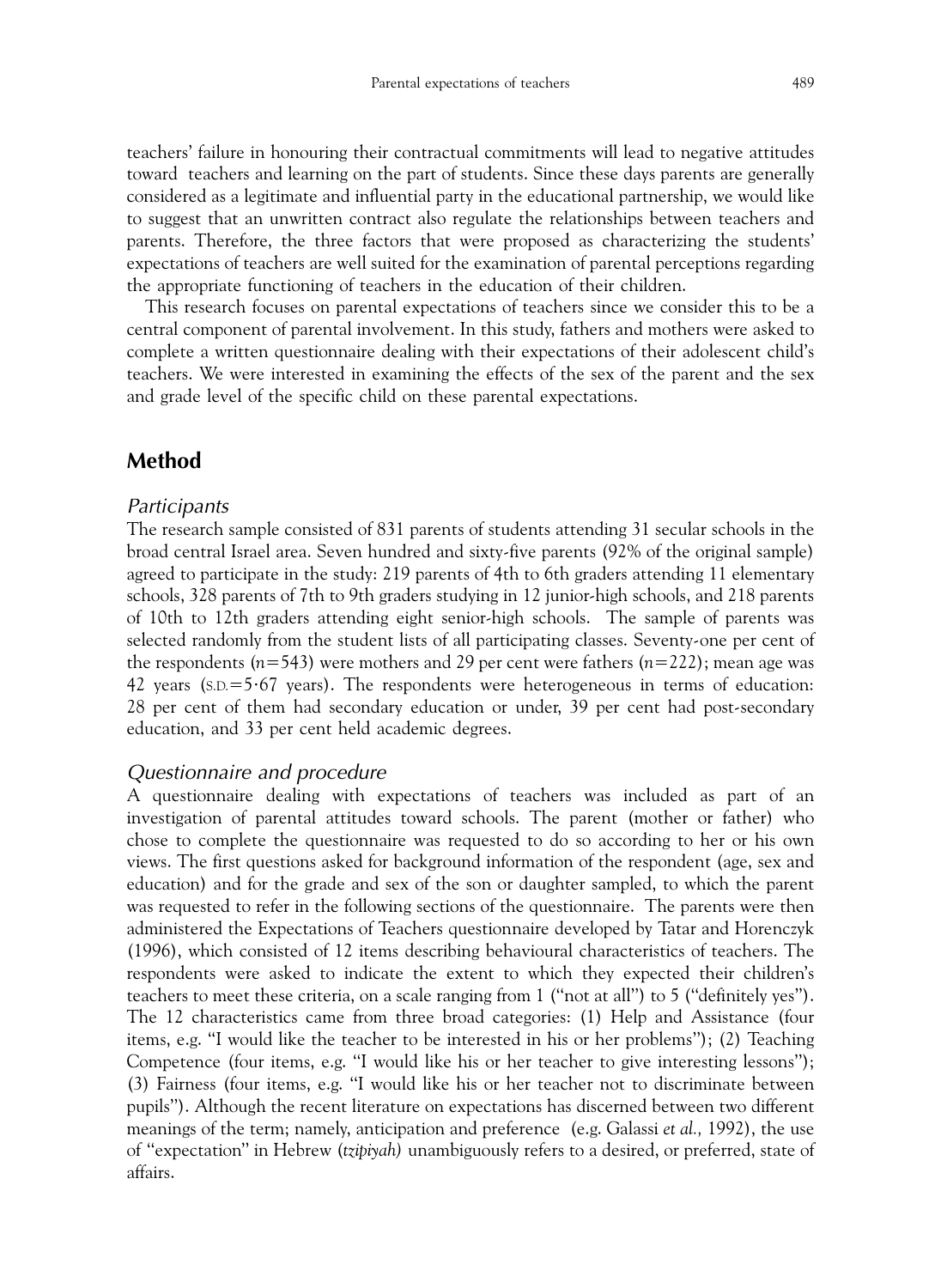teachers' failure in honouring their contractual commitments will lead to negative attitudes toward teachers and learning on the part of students. Since these days parents are generally considered as a legitimate and influential party in the educational partnership, we would like to suggest that an unwritten contract also regulate the relationships between teachers and parents. Therefore, the three factors that were proposed as characterizing the students' expectations of teachers are well suited for the examination of parental perceptions regarding the appropriate functioning of teachers in the education of their children.

This research focuses on parental expectations of teachers since we consider this to be a central component of parental involvement. In this study, fathers and mothers were asked to complete a written questionnaire dealing with their expectations of their adolescent child's teachers. We were interested in examining the effects of the sex of the parent and the sex and grade level of the specific child on these parental expectations.

## Method

### Participants

The research sample consisted of 831 parents of students attending 31 secular schools in the broad central Israel area. Seven hundred and sixty-five parents (92% of the original sample) agreed to participate in the study: 219 parents of 4th to 6th graders attending 11 elementary schools, 328 parents of 7th to 9th graders studying in 12 junior-high schools, and 218 parents of 10th to 12th graders attending eight senior-high schools. The sample of parents was selected randomly from the student lists of all participating classes. Seventy-one per cent of the respondents ($n=543$) were mothers and 29 per cent were fathers ($n=222$); mean age was 42 years (S.D.$=5{\cdot}67$ years). The respondents were heterogeneous in terms of education: 28 per cent of them had secondary education or under, 39 per cent had post-secondary education, and 33 per cent held academic degrees.

### Questionnaire and procedure

A questionnaire dealing with expectations of teachers was included as part of an investigation of parental attitudes toward schools. The parent (mother or father) who chose to complete the questionnaire was requested to do so according to her or his own views. The first questions asked for background information of the respondent (age, sex and education) and for the grade and sex of the son or daughter sampled, to which the parent was requested to refer in the following sections of the questionnaire. The parents were then administered the Expectations of Teachers questionnaire developed by Tatar and Horenczyk (1996), which consisted of 12 items describing behavioural characteristics of teachers. The respondents were asked to indicate the extent to which they expected their children's teachers to meet these criteria, on a scale ranging from 1 ("not at all") to 5 ("definitely yes"). The 12 characteristics came from three broad categories: (1) Help and Assistance (four items, e.g. "I would like the teacher to be interested in his or her problems"); (2) Teaching Competence (four items, e.g. "I would like his or her teacher to give interesting lessons"); (3) Fairness (four items, e.g. "I would like his or her teacher not to discriminate between pupils"). Although the recent literature on expectations has discerned between two different meanings of the term; namely, anticipation and preference (e.g. Galassi *et al.,* 1992), the use of "expectation" in Hebrew (*tzipiyah*) unambiguously refers to a desired, or preferred, state of affairs.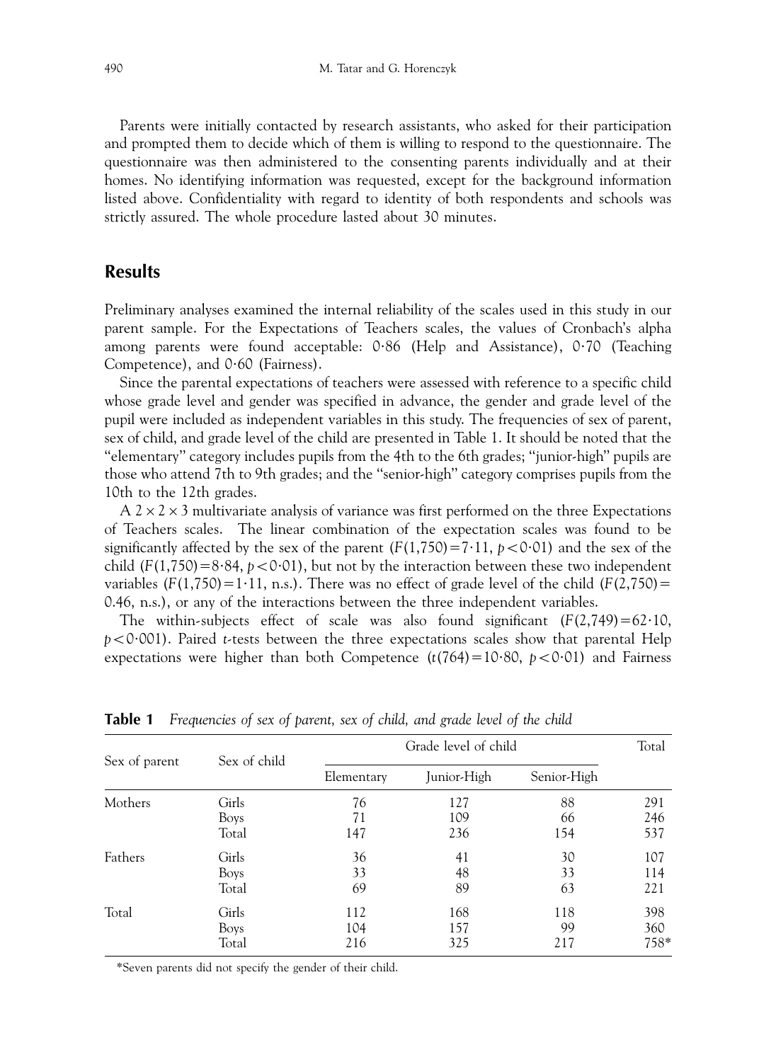Parents were initially contacted by research assistants, who asked for their participation and prompted them to decide which of them is willing to respond to the questionnaire. The questionnaire was then administered to the consenting parents individually and at their homes. No identifying information was requested, except for the background information listed above. Confidentiality with regard to identity of both respondents and schools was strictly assured. The whole procedure lasted about 30 minutes.

## Results

Preliminary analyses examined the internal reliability of the scales used in this study in our parent sample. For the Expectations of Teachers scales, the values of Cronbach's alpha among parents were found acceptable: 0·86 (Help and Assistance), 0·70 (Teaching Competence), and 0·60 (Fairness).

Since the parental expectations of teachers were assessed with reference to a specific child whose grade level and gender was specified in advance, the gender and grade level of the pupil were included as independent variables in this study. The frequencies of sex of parent, sex of child, and grade level of the child are presented in Table 1. It should be noted that the "elementary" category includes pupils from the 4th to the 6th grades; "junior-high" pupils are those who attend 7th to 9th grades; and the "senior-high" category comprises pupils from the 10th to the 12th grades.

A $2 \times 2 \times 3$ multivariate analysis of variance was first performed on the three Expectations of Teachers scales. The linear combination of the expectation scales was found to be significantly affected by the sex of the parent ($F(1,750) = 7{\cdot}11$, $p < 0{\cdot}01$) and the sex of the child ($F(1,750) = 8{\cdot}84$, $p < 0{\cdot}01$), but not by the interaction between these two independent variables ($F(1,750) = 1{\cdot}11$, n.s.). There was no effect of grade level of the child ($F(2,750) = 0.46$, n.s.), or any of the interactions between the three independent variables.

The within-subjects effect of scale was also found significant ($F(2,749) = 62{\cdot}10$, $p < 0{\cdot}001$). Paired *t*-tests between the three expectations scales show that parental Help expectations were higher than both Competence ($t(764) = 10{\cdot}80$, $p < 0{\cdot}01$) and Fairness

**Table 1** *Frequencies of sex of parent, sex of child, and grade level of the child*

| Sex of parent | Sex of child | Grade level of child | | | Total |
|---|---|---|---|---|---|
| | | Elementary | Junior-High | Senior-High | |
| Mothers | Girls | 76 | 127 | 88 | 291 |
| | Boys | 71 | 109 | 66 | 246 |
| | Total | 147 | 236 | 154 | 537 |
| Fathers | Girls | 36 | 41 | 30 | 107 |
| | Boys | 33 | 48 | 33 | 114 |
| | Total | 69 | 89 | 63 | 221 |
| Total | Girls | 112 | 168 | 118 | 398 |
| | Boys | 104 | 157 | 99 | 360 |
| | Total | 216 | 325 | 217 | 758* |

*Seven parents did not specify the gender of their child.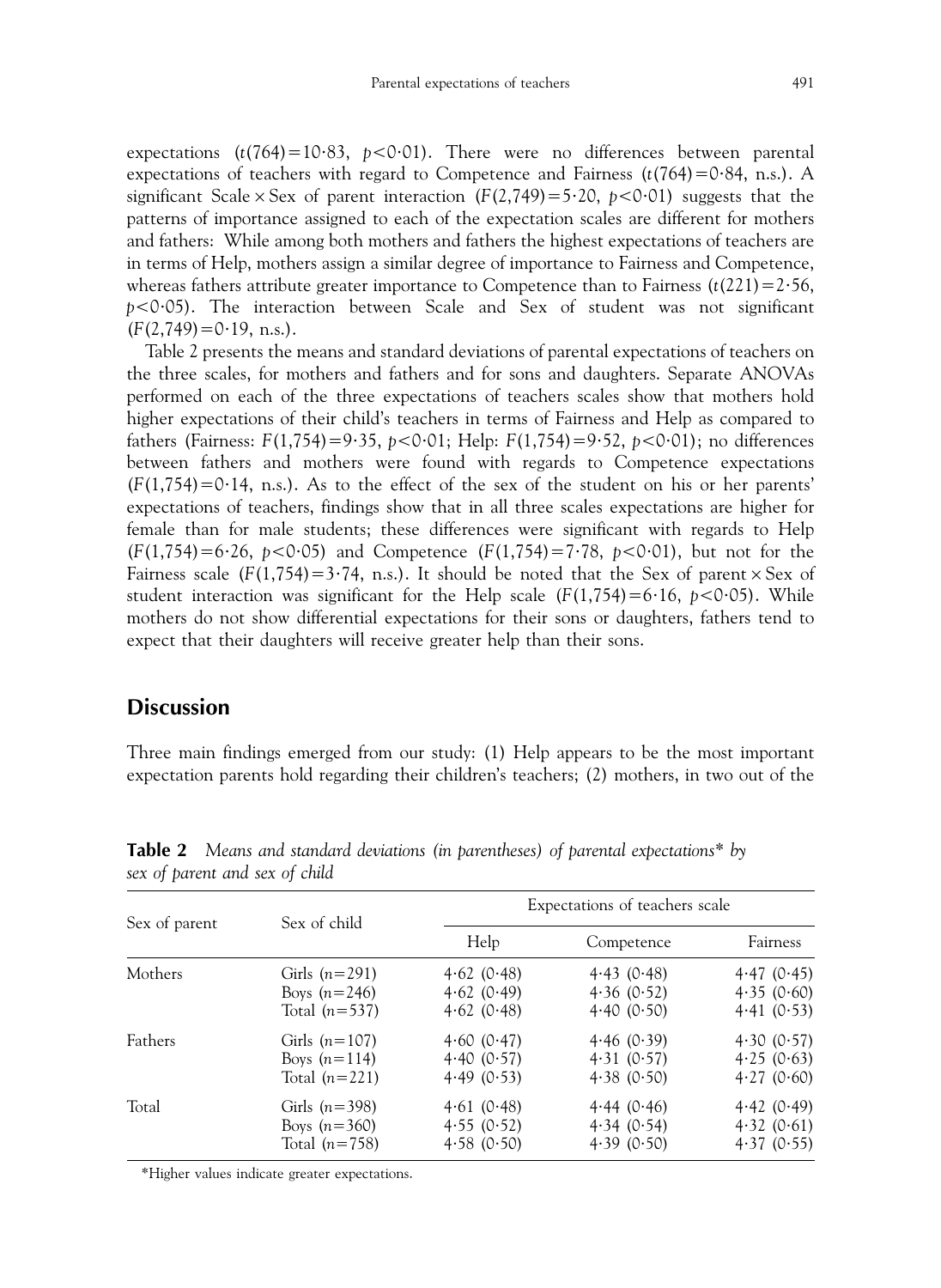expectations ($t(764) = 10{\cdot}83$, $p < 0{\cdot}01$). There were no differences between parental expectations of teachers with regard to Competence and Fairness ($t(764) = 0{\cdot}84$, n.s.). A significant Scale × Sex of parent interaction ($F(2,749) = 5{\cdot}20$, $p < 0{\cdot}01$) suggests that the patterns of importance assigned to each of the expectation scales are different for mothers and fathers: While among both mothers and fathers the highest expectations of teachers are in terms of Help, mothers assign a similar degree of importance to Fairness and Competence, whereas fathers attribute greater importance to Competence than to Fairness ($t(221) = 2{\cdot}56$, $p < 0{\cdot}05$). The interaction between Scale and Sex of student was not significant ($F(2,749) = 0{\cdot}19$, n.s.).

Table 2 presents the means and standard deviations of parental expectations of teachers on the three scales, for mothers and fathers and for sons and daughters. Separate ANOVAs performed on each of the three expectations of teachers scales show that mothers hold higher expectations of their child's teachers in terms of Fairness and Help as compared to fathers (Fairness: $F(1,754) = 9{\cdot}35$, $p < 0{\cdot}01$; Help: $F(1,754) = 9{\cdot}52$, $p < 0{\cdot}01$); no differences between fathers and mothers were found with regards to Competence expectations ($F(1,754) = 0{\cdot}14$, n.s.). As to the effect of the sex of the student on his or her parents' expectations of teachers, findings show that in all three scales expectations are higher for female than for male students; these differences were significant with regards to Help ($F(1,754) = 6{\cdot}26$, $p < 0{\cdot}05$) and Competence ($F(1,754) = 7{\cdot}78$, $p < 0{\cdot}01$), but not for the Fairness scale ($F(1,754) = 3{\cdot}74$, n.s.). It should be noted that the Sex of parent × Sex of student interaction was significant for the Help scale ($F(1,754) = 6{\cdot}16$, $p < 0{\cdot}05$). While mothers do not show differential expectations for their sons or daughters, fathers tend to expect that their daughters will receive greater help than their sons.

## Discussion

Three main findings emerged from our study: (1) Help appears to be the most important expectation parents hold regarding their children's teachers; (2) mothers, in two out of the

**Table 2** *Means and standard deviations (in parentheses) of parental expectations\* by sex of parent and sex of child*

| Sex of parent | Sex of child | Expectations of teachers scale | | |
|---|---|---|---|---|
| | | Help | Competence | Fairness |
| Mothers | Girls ($n = 291$) | 4·62 (0·48) | 4·43 (0·48) | 4·47 (0·45) |
| | Boys ($n = 246$) | 4·62 (0·49) | 4·36 (0·52) | 4·35 (0·60) |
| | Total ($n = 537$) | 4·62 (0·48) | 4·40 (0·50) | 4·41 (0·53) |
| Fathers | Girls ($n = 107$) | 4·60 (0·47) | 4·46 (0·39) | 4·30 (0·57) |
| | Boys ($n = 114$) | 4·40 (0·57) | 4·31 (0·57) | 4·25 (0·63) |
| | Total ($n = 221$) | 4·49 (0·53) | 4·38 (0·50) | 4·27 (0·60) |
| Total | Girls ($n = 398$) | 4·61 (0·48) | 4·44 (0·46) | 4·42 (0·49) |
| | Boys ($n = 360$) | 4·55 (0·52) | 4·34 (0·54) | 4·32 (0·61) |
| | Total ($n = 758$) | 4·58 (0·50) | 4·39 (0·50) | 4·37 (0·55) |

\*Higher values indicate greater expectations.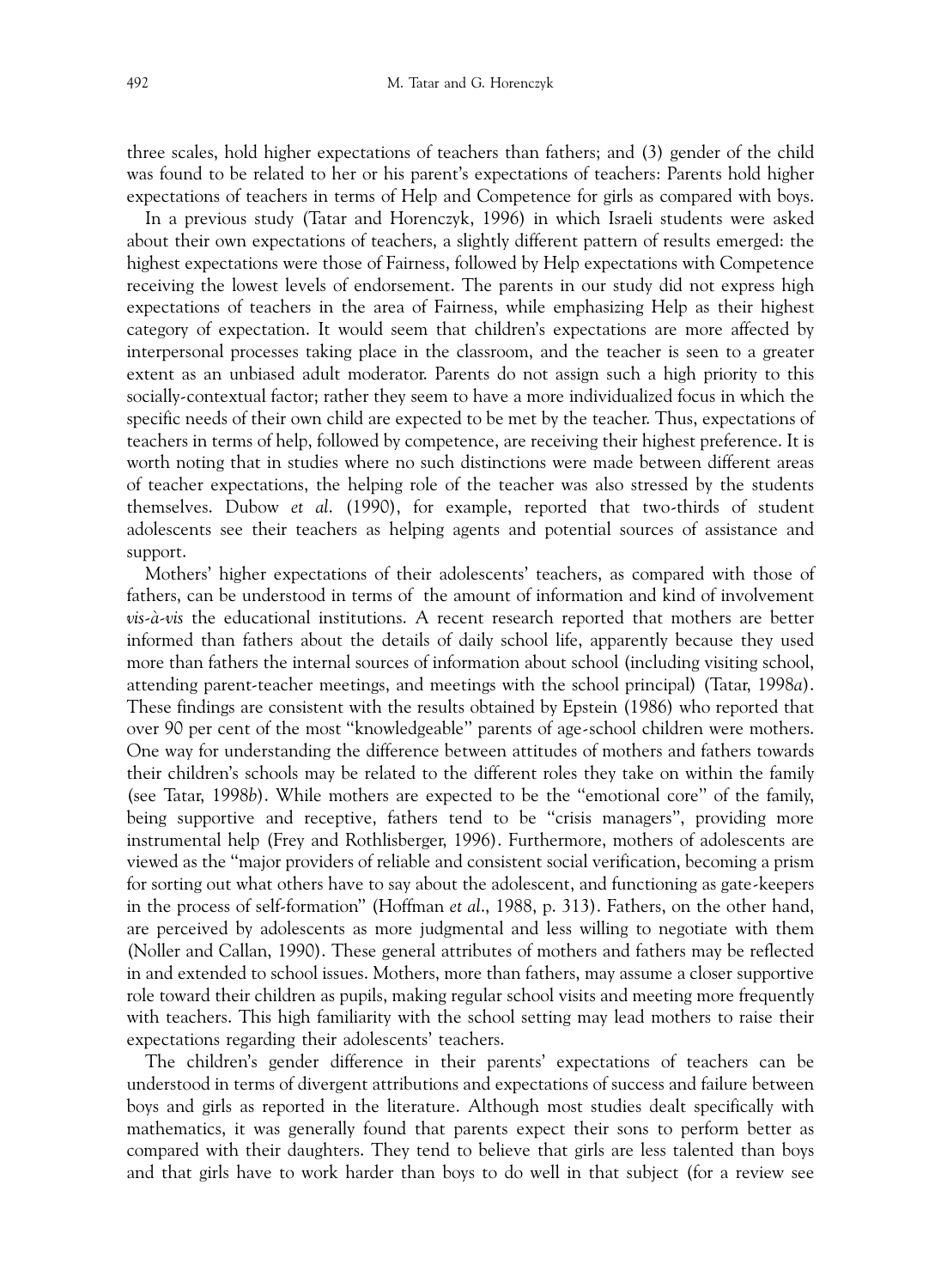three scales, hold higher expectations of teachers than fathers; and (3) gender of the child was found to be related to her or his parent's expectations of teachers: Parents hold higher expectations of teachers in terms of Help and Competence for girls as compared with boys.

In a previous study (Tatar and Horenczyk, 1996) in which Israeli students were asked about their own expectations of teachers, a slightly different pattern of results emerged: the highest expectations were those of Fairness, followed by Help expectations with Competence receiving the lowest levels of endorsement. The parents in our study did not express high expectations of teachers in the area of Fairness, while emphasizing Help as their highest category of expectation. It would seem that children's expectations are more affected by interpersonal processes taking place in the classroom, and the teacher is seen to a greater extent as an unbiased adult moderator. Parents do not assign such a high priority to this socially-contextual factor; rather they seem to have a more individualized focus in which the specific needs of their own child are expected to be met by the teacher. Thus, expectations of teachers in terms of help, followed by competence, are receiving their highest preference. It is worth noting that in studies where no such distinctions were made between different areas of teacher expectations, the helping role of the teacher was also stressed by the students themselves. Dubow *et al.* (1990), for example, reported that two-thirds of student adolescents see their teachers as helping agents and potential sources of assistance and support.

Mothers' higher expectations of their adolescents' teachers, as compared with those of fathers, can be understood in terms of the amount of information and kind of involvement *vis-à-vis* the educational institutions. A recent research reported that mothers are better informed than fathers about the details of daily school life, apparently because they used more than fathers the internal sources of information about school (including visiting school, attending parent-teacher meetings, and meetings with the school principal) (Tatar, 1998*a*). These findings are consistent with the results obtained by Epstein (1986) who reported that over 90 per cent of the most "knowledgeable" parents of age-school children were mothers. One way for understanding the difference between attitudes of mothers and fathers towards their children's schools may be related to the different roles they take on within the family (see Tatar, 1998*b*). While mothers are expected to be the "emotional core" of the family, being supportive and receptive, fathers tend to be "crisis managers", providing more instrumental help (Frey and Rothlisberger, 1996). Furthermore, mothers of adolescents are viewed as the "major providers of reliable and consistent social verification, becoming a prism for sorting out what others have to say about the adolescent, and functioning as gate-keepers in the process of self-formation" (Hoffman *et al.*, 1988, p. 313). Fathers, on the other hand, are perceived by adolescents as more judgmental and less willing to negotiate with them (Noller and Callan, 1990). These general attributes of mothers and fathers may be reflected in and extended to school issues. Mothers, more than fathers, may assume a closer supportive role toward their children as pupils, making regular school visits and meeting more frequently with teachers. This high familiarity with the school setting may lead mothers to raise their expectations regarding their adolescents' teachers.

The children's gender difference in their parents' expectations of teachers can be understood in terms of divergent attributions and expectations of success and failure between boys and girls as reported in the literature. Although most studies dealt specifically with mathematics, it was generally found that parents expect their sons to perform better as compared with their daughters. They tend to believe that girls are less talented than boys and that girls have to work harder than boys to do well in that subject (for a review see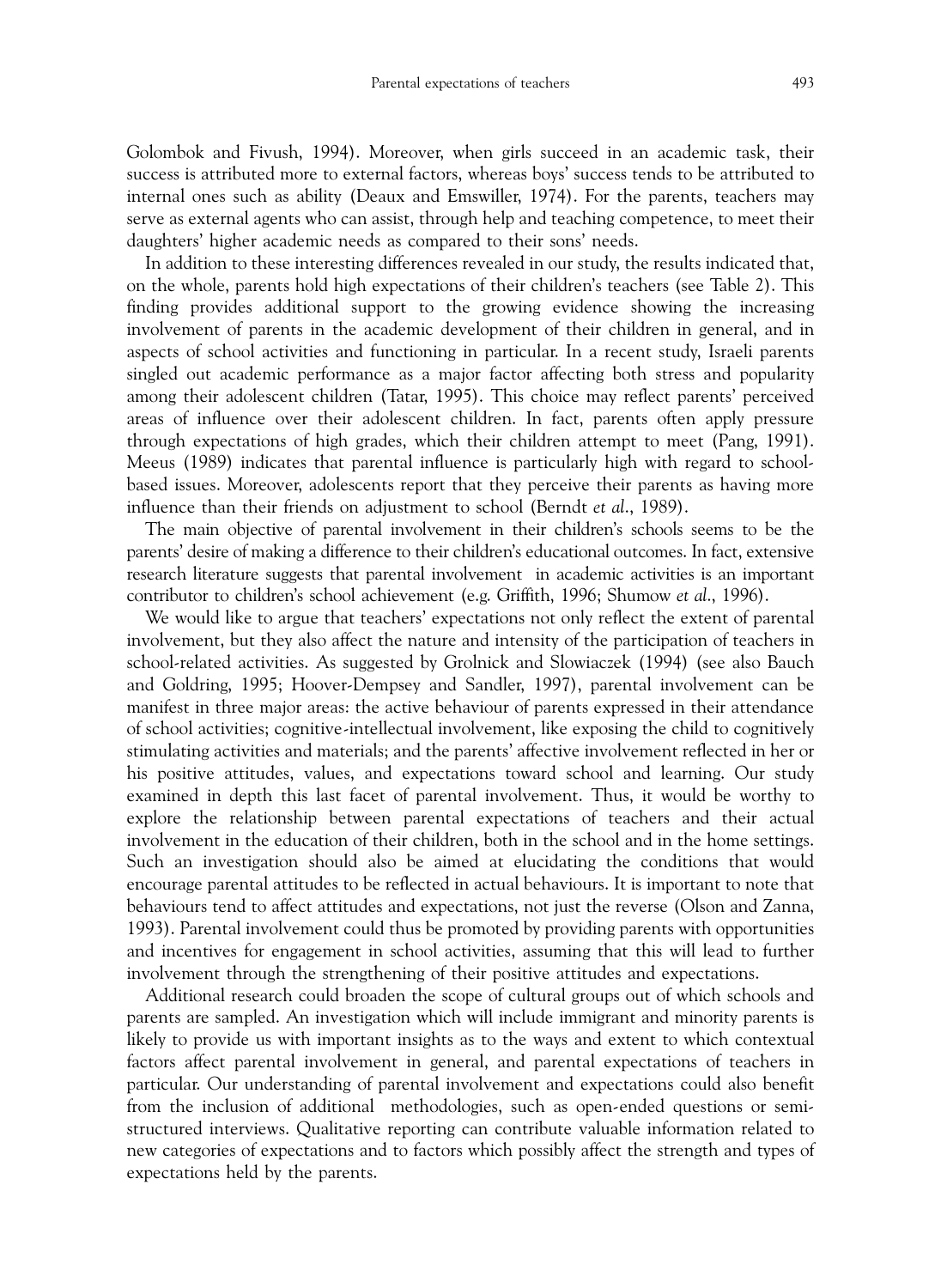Golombok and Fivush, 1994). Moreover, when girls succeed in an academic task, their success is attributed more to external factors, whereas boys' success tends to be attributed to internal ones such as ability (Deaux and Emswiller, 1974). For the parents, teachers may serve as external agents who can assist, through help and teaching competence, to meet their daughters' higher academic needs as compared to their sons' needs.

In addition to these interesting differences revealed in our study, the results indicated that, on the whole, parents hold high expectations of their children's teachers (see Table 2). This finding provides additional support to the growing evidence showing the increasing involvement of parents in the academic development of their children in general, and in aspects of school activities and functioning in particular. In a recent study, Israeli parents singled out academic performance as a major factor affecting both stress and popularity among their adolescent children (Tatar, 1995). This choice may reflect parents' perceived areas of influence over their adolescent children. In fact, parents often apply pressure through expectations of high grades, which their children attempt to meet (Pang, 1991). Meeus (1989) indicates that parental influence is particularly high with regard to school-based issues. Moreover, adolescents report that they perceive their parents as having more influence than their friends on adjustment to school (Berndt *et al*., 1989).

The main objective of parental involvement in their children's schools seems to be the parents' desire of making a difference to their children's educational outcomes. In fact, extensive research literature suggests that parental involvement in academic activities is an important contributor to children's school achievement (e.g. Griffith, 1996; Shumow *et al*., 1996).

We would like to argue that teachers' expectations not only reflect the extent of parental involvement, but they also affect the nature and intensity of the participation of teachers in school-related activities. As suggested by Grolnick and Slowiaczek (1994) (see also Bauch and Goldring, 1995; Hoover-Dempsey and Sandler, 1997), parental involvement can be manifest in three major areas: the active behaviour of parents expressed in their attendance of school activities; cognitive-intellectual involvement, like exposing the child to cognitively stimulating activities and materials; and the parents' affective involvement reflected in her or his positive attitudes, values, and expectations toward school and learning. Our study examined in depth this last facet of parental involvement. Thus, it would be worthy to explore the relationship between parental expectations of teachers and their actual involvement in the education of their children, both in the school and in the home settings. Such an investigation should also be aimed at elucidating the conditions that would encourage parental attitudes to be reflected in actual behaviours. It is important to note that behaviours tend to affect attitudes and expectations, not just the reverse (Olson and Zanna, 1993). Parental involvement could thus be promoted by providing parents with opportunities and incentives for engagement in school activities, assuming that this will lead to further involvement through the strengthening of their positive attitudes and expectations.

Additional research could broaden the scope of cultural groups out of which schools and parents are sampled. An investigation which will include immigrant and minority parents is likely to provide us with important insights as to the ways and extent to which contextual factors affect parental involvement in general, and parental expectations of teachers in particular. Our understanding of parental involvement and expectations could also benefit from the inclusion of additional methodologies, such as open-ended questions or semi-structured interviews. Qualitative reporting can contribute valuable information related to new categories of expectations and to factors which possibly affect the strength and types of expectations held by the parents.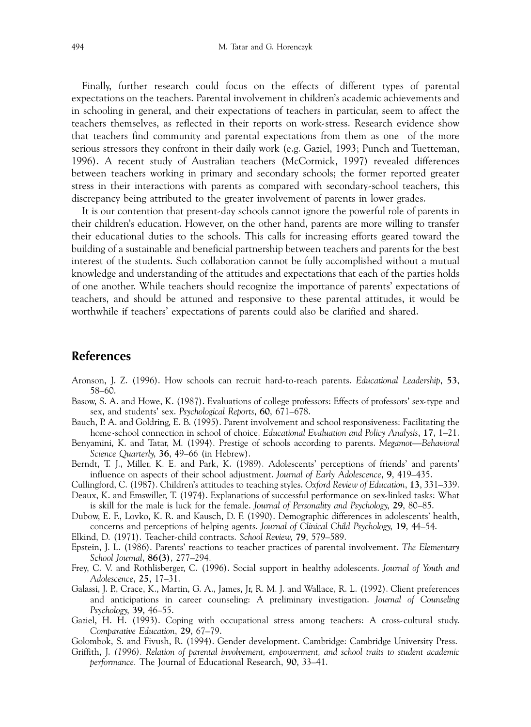Finally, further research could focus on the effects of different types of parental expectations on the teachers. Parental involvement in children's academic achievements and in schooling in general, and their expectations of teachers in particular, seem to affect the teachers themselves, as reflected in their reports on work-stress. Research evidence show that teachers find community and parental expectations from them as one of the more serious stressors they confront in their daily work (e.g. Gaziel, 1993; Punch and Tuetteman, 1996). A recent study of Australian teachers (McCormick, 1997) revealed differences between teachers working in primary and secondary schools; the former reported greater stress in their interactions with parents as compared with secondary-school teachers, this discrepancy being attributed to the greater involvement of parents in lower grades.

It is our contention that present-day schools cannot ignore the powerful role of parents in their children's education. However, on the other hand, parents are more willing to transfer their educational duties to the schools. This calls for increasing efforts geared toward the building of a sustainable and beneficial partnership between teachers and parents for the best interest of the students. Such collaboration cannot be fully accomplished without a mutual knowledge and understanding of the attitudes and expectations that each of the parties holds of one another. While teachers should recognize the importance of parents' expectations of teachers, and should be attuned and responsive to these parental attitudes, it would be worthwhile if teachers' expectations of parents could also be clarified and shared.

## References

Aronson, J. Z. (1996). How schools can recruit hard-to-reach parents. *Educational Leadership*, **53**, 58–60.

Basow, S. A. and Howe, K. (1987). Evaluations of college professors: Effects of professors' sex-type and sex, and students' sex. *Psychological Reports*, **60**, 671–678.

Bauch, P. A. and Goldring, E. B. (1995). Parent involvement and school responsiveness: Facilitating the home-school connection in school of choice. *Educational Evaluation and Policy Analysis*, **17**, 1–21.

Benyamini, K. and Tatar, M. (1994). Prestige of schools according to parents. *Megamot—Behavioral Science Quarterly*, **36**, 49–66 (in Hebrew).

Berndt, T. J., Miller, K. E. and Park, K. (1989). Adolescents' perceptions of friends' and parents' influence on aspects of their school adjustment. *Journal of Early Adolescence*, **9**, 419–435.

Cullingford, C. (1987). Children's attitudes to teaching styles. *Oxford Review of Education*, **13**, 331–339.

Deaux, K. and Emswiller, T. (1974). Explanations of successful performance on sex-linked tasks: What is skill for the male is luck for the female. *Journal of Personality and Psychology*, **29**, 80–85.

Dubow, E. F., Lovko, K. R. and Kausch, D. F. (1990). Demographic differences in adolescents' health, concerns and perceptions of helping agents. *Journal of Clinical Child Psychology*, **19**, 44–54.

Elkind, D. (1971). Teacher-child contracts. *School Review*, **79**, 579–589.

Epstein, J. L. (1986). Parents' reactions to teacher practices of parental involvement. *The Elementary School Journal*, **86(3)**, 277–294.

Frey, C. V. and Rothlisberger, C. (1996). Social support in healthy adolescents. *Journal of Youth and Adolescence*, **25**, 17–31.

Galassi, J. P., Crace, K., Martin, G. A., James, Jr, R. M. J. and Wallace, R. L. (1992). Client preferences and anticipations in career counseling: A preliminary investigation. *Journal of Counseling Psychology*, **39**, 46–55.

Gaziel, H. H. (1993). Coping with occupational stress among teachers: A cross-cultural study. *Comparative Education*, **29**, 67–79.

Golombok, S. and Fivush, R. (1994). Gender development. Cambridge: Cambridge University Press.

Griffith, J. *(1996). Relation of parental involvement, empowerment, and school traits to student academic performance.* The Journal of Educational Research, **90**, 33–41.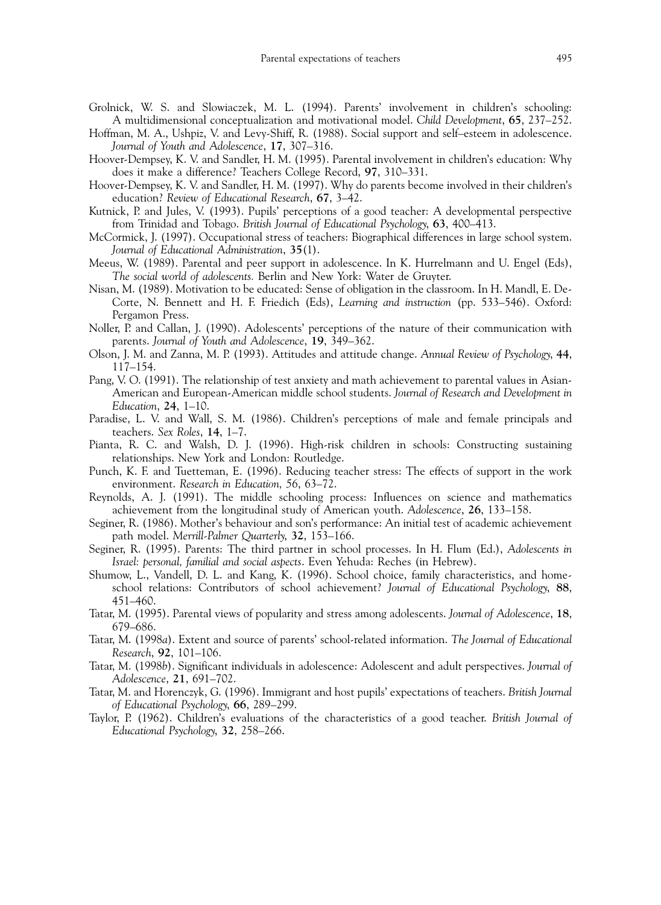Grolnick, W. S. and Slowiaczek, M. L. (1994). Parents' involvement in children's schooling: A multidimensional conceptualization and motivational model. *Child Development*, **65**, 237–252.

Hoffman, M. A., Ushpiz, V. and Levy-Shiff, R. (1988). Social support and self–esteem in adolescence. *Journal of Youth and Adolescence*, **17**, 307–316.

Hoover-Dempsey, K. V. and Sandler, H. M. (1995). Parental involvement in children's education: Why does it make a difference? Teachers College Record, **97**, 310–331.

Hoover-Dempsey, K. V. and Sandler, H. M. (1997). Why do parents become involved in their children's education? *Review of Educational Research*, **67**, 3–42.

Kutnick, P. and Jules, V. (1993). Pupils' perceptions of a good teacher: A developmental perspective from Trinidad and Tobago. *British Journal of Educational Psychology*, **63**, 400–413.

McCormick, J. (1997). Occupational stress of teachers: Biographical differences in large school system. *Journal of Educational Administration*, **35**(1).

Meeus, W. (1989). Parental and peer support in adolescence. In K. Hurrelmann and U. Engel (Eds), *The social world of adolescents.* Berlin and New York: Water de Gruyter.

Nisan, M. (1989). Motivation to be educated: Sense of obligation in the classroom. In H. Mandl, E. De-Corte, N. Bennett and H. F. Friedich (Eds), *Learning and instruction* (pp. 533–546). Oxford: Pergamon Press.

Noller, P. and Callan, J. (1990). Adolescents' perceptions of the nature of their communication with parents. *Journal of Youth and Adolescence*, **19**, 349–362.

Olson, J. M. and Zanna, M. P. (1993). Attitudes and attitude change. *Annual Review of Psychology*, **44**, 117–154.

Pang, V. O. (1991). The relationship of test anxiety and math achievement to parental values in Asian-American and European-American middle school students. *Journal of Research and Development in Education*, **24**, 1–10.

Paradise, L. V. and Wall, S. M. (1986). Children's perceptions of male and female principals and teachers. *Sex Roles*, **14**, 1–7.

Pianta, R. C. and Walsh, D. J. (1996). High-risk children in schools: Constructing sustaining relationships. New York and London: Routledge.

Punch, K. F. and Tuetteman, E. (1996). Reducing teacher stress: The effects of support in the work environment. *Research in Education, 56*, 63–72.

Reynolds, A. J. (1991). The middle schooling process: Influences on science and mathematics achievement from the longitudinal study of American youth. *Adolescence*, **26**, 133–158.

Seginer, R. (1986). Mother's behaviour and son's performance: An initial test of academic achievement path model. *Merrill-Palmer Quarterly*, **32**, 153–166.

Seginer, R. (1995). Parents: The third partner in school processes. In H. Flum (Ed.), *Adolescents in Israel: personal, familial and social aspects*. Even Yehuda: Reches (in Hebrew).

Shumow, L., Vandell, D. L. and Kang, K. (1996). School choice, family characteristics, and home-school relations: Contributors of school achievement? *Journal of Educational Psychology*, **88**, 451–460.

Tatar, M. (1995). Parental views of popularity and stress among adolescents. *Journal of Adolescence*, **18**, 679–686.

Tatar, M. (1998*a*). Extent and source of parents' school-related information. *The Journal of Educational Research*, **92**, 101–106.

Tatar, M. (1998*b*). Significant individuals in adolescence: Adolescent and adult perspectives. *Journal of Adolescence*, **21**, 691–702.

Tatar, M. and Horenczyk, G. (1996). Immigrant and host pupils' expectations of teachers. *British Journal of Educational Psychology*, **66**, 289–299.

Taylor, P. (1962). Children's evaluations of the characteristics of a good teacher. *British Journal of Educational Psychology*, **32**, 258–266.